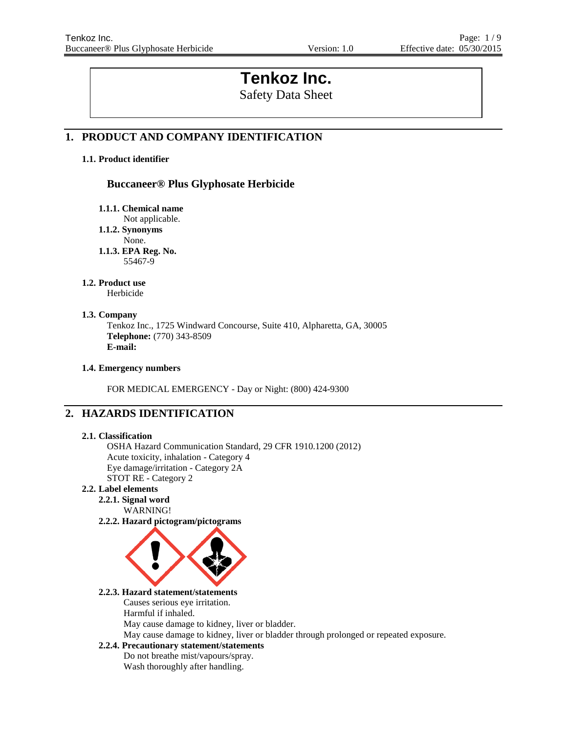# Tenkoz Inc.

Safety Data Sheet

## 1. PRODUCT AND COMPANY IDENTIFICATION

### 1.1. Product identifier

**Buccaneer® Plus Glyphosate Herbicide**

**1.1.1. Chemical name**
Not applicable.

**1.1.2. Synonyms**
None.

**1.1.3. EPA Reg. No.**
55467-9

### 1.2. Product use

Herbicide

### 1.3. Company

Tenkoz Inc., 1725 Windward Concourse, Suite 410, Alpharetta, GA, 30005
**Telephone:** (770) 343-8509
**E-mail:**

### 1.4. Emergency numbers

FOR MEDICAL EMERGENCY - Day or Night: (800) 424-9300

## 2. HAZARDS IDENTIFICATION

### 2.1. Classification

OSHA Hazard Communication Standard, 29 CFR 1910.1200 (2012)
Acute toxicity, inhalation - Category 4
Eye damage/irritation - Category 2A
STOT RE - Category 2

### 2.2. Label elements

**2.2.1. Signal word**
WARNING!

**2.2.2. Hazard pictogram/pictograms**

**2.2.3. Hazard statement/statements**
Causes serious eye irritation.
Harmful if inhaled.
May cause damage to kidney, liver or bladder.
May cause damage to kidney, liver or bladder through prolonged or repeated exposure.

**2.2.4. Precautionary statement/statements**
Do not breathe mist/vapours/spray.
Wash thoroughly after handling.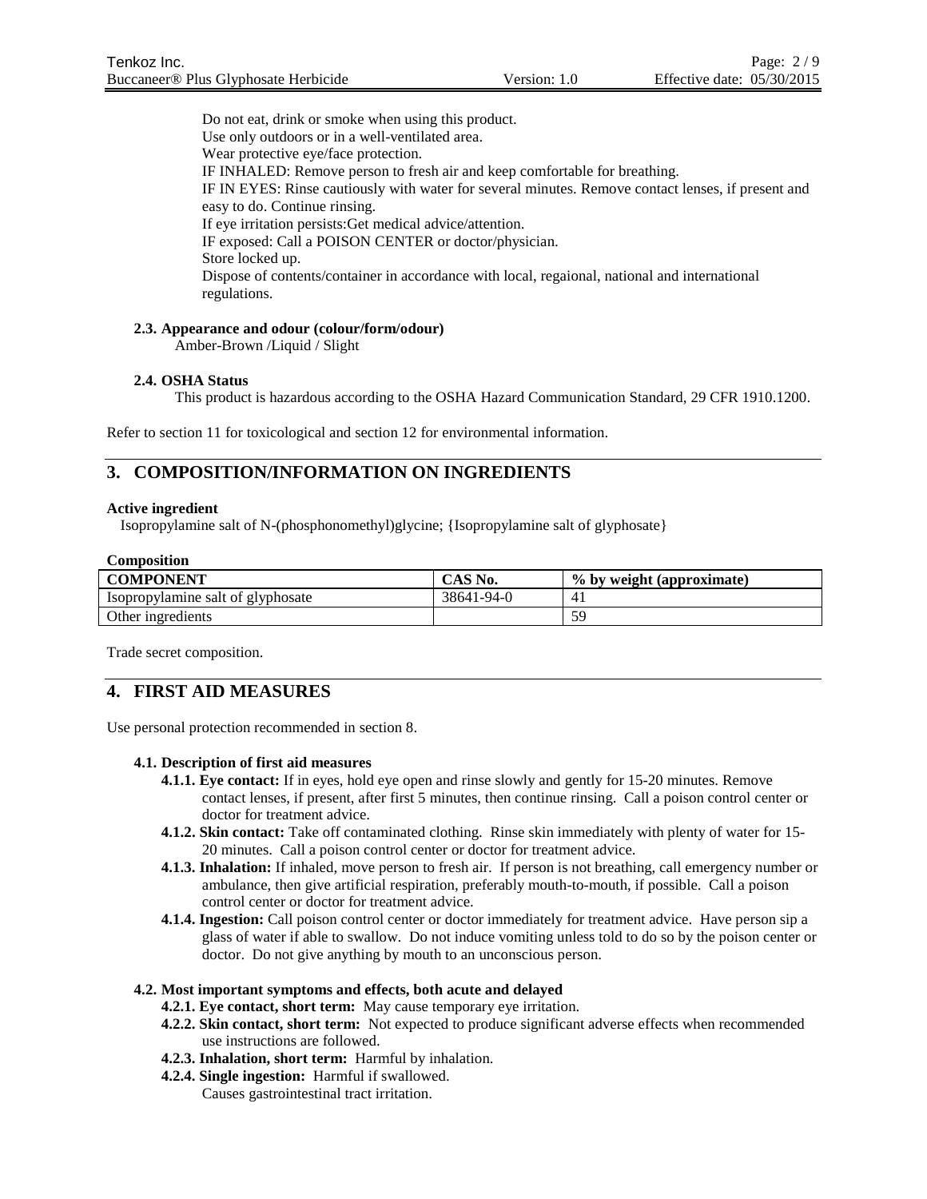Do not eat, drink or smoke when using this product.
Use only outdoors or in a well-ventilated area.
Wear protective eye/face protection.
IF INHALED: Remove person to fresh air and keep comfortable for breathing.
IF IN EYES: Rinse cautiously with water for several minutes. Remove contact lenses, if present and easy to do. Continue rinsing.
If eye irritation persists:Get medical advice/attention.
IF exposed: Call a POISON CENTER or doctor/physician.
Store locked up.
Dispose of contents/container in accordance with local, regaional, national and international regulations.

### 2.3. Appearance and odour (colour/form/odour)

Amber-Brown /Liquid / Slight

### 2.4. OSHA Status

This product is hazardous according to the OSHA Hazard Communication Standard, 29 CFR 1910.1200.

Refer to section 11 for toxicological and section 12 for environmental information.

## 3. COMPOSITION/INFORMATION ON INGREDIENTS

**Active ingredient**

Isopropylamine salt of N-(phosphonomethyl)glycine; {Isopropylamine salt of glyphosate}

**Composition**

| COMPONENT | CAS No. | % by weight (approximate) |
|---|---|---|
| Isopropylamine salt of glyphosate | 38641-94-0 | 41 |
| Other ingredients | | 59 |

Trade secret composition.

## 4. FIRST AID MEASURES

Use personal protection recommended in section 8.

### 4.1. Description of first aid measures

**4.1.1. Eye contact:** If in eyes, hold eye open and rinse slowly and gently for 15-20 minutes. Remove contact lenses, if present, after first 5 minutes, then continue rinsing. Call a poison control center or doctor for treatment advice.

**4.1.2. Skin contact:** Take off contaminated clothing. Rinse skin immediately with plenty of water for 15-20 minutes. Call a poison control center or doctor for treatment advice.

**4.1.3. Inhalation:** If inhaled, move person to fresh air. If person is not breathing, call emergency number or ambulance, then give artificial respiration, preferably mouth-to-mouth, if possible. Call a poison control center or doctor for treatment advice.

**4.1.4. Ingestion:** Call poison control center or doctor immediately for treatment advice. Have person sip a glass of water if able to swallow. Do not induce vomiting unless told to do so by the poison center or doctor. Do not give anything by mouth to an unconscious person.

### 4.2. Most important symptoms and effects, both acute and delayed

**4.2.1. Eye contact, short term:** May cause temporary eye irritation.

**4.2.2. Skin contact, short term:** Not expected to produce significant adverse effects when recommended use instructions are followed.

**4.2.3. Inhalation, short term:** Harmful by inhalation.

**4.2.4. Single ingestion:** Harmful if swallowed.
Causes gastrointestinal tract irritation.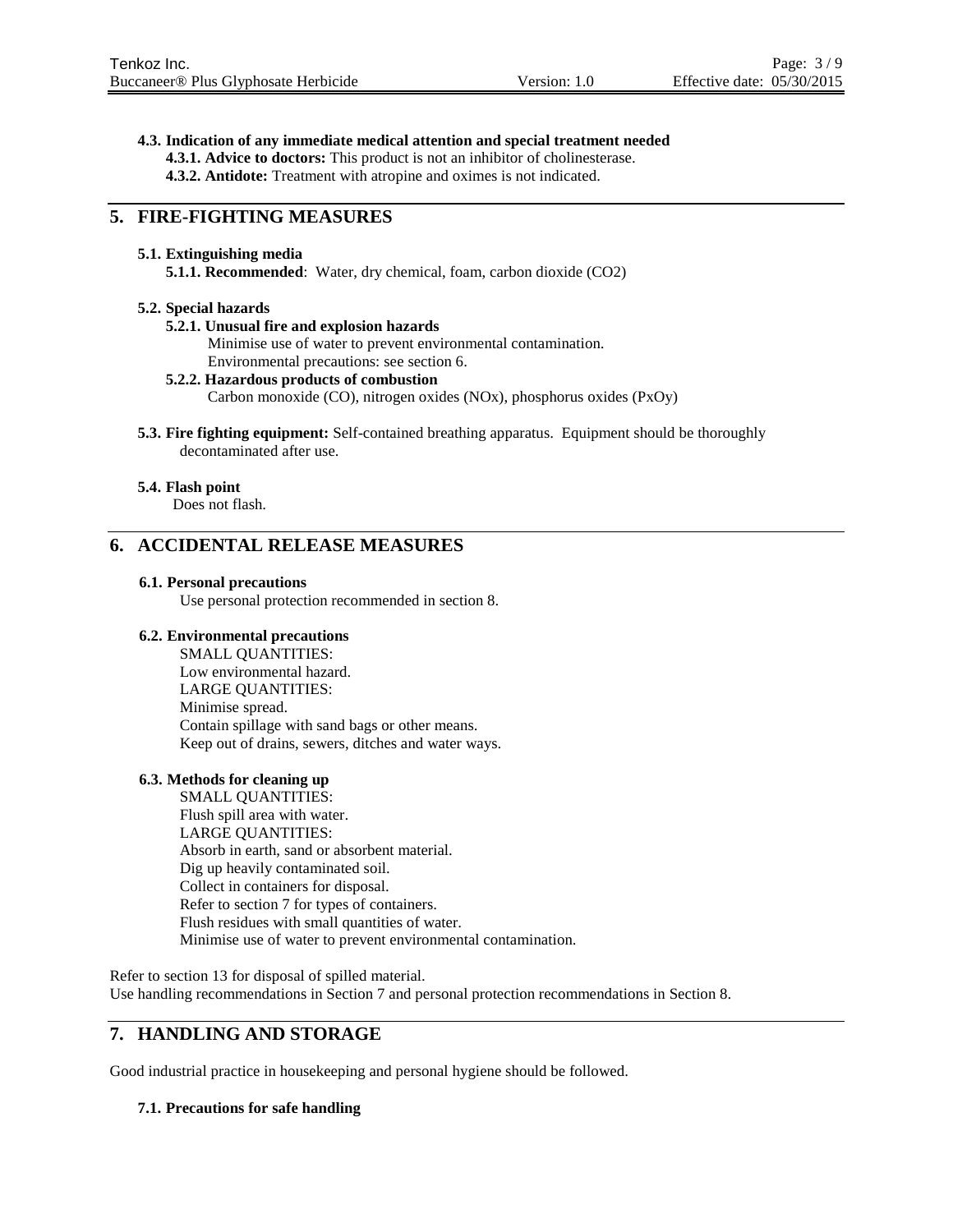**4.3. Indication of any immediate medical attention and special treatment needed**

**4.3.1. Advice to doctors:** This product is not an inhibitor of cholinesterase.

**4.3.2. Antidote:** Treatment with atropine and oximes is not indicated.

## 5. FIRE-FIGHTING MEASURES

**5.1. Extinguishing media**

**5.1.1. Recommended**: Water, dry chemical, foam, carbon dioxide ($CO_2$)

**5.2. Special hazards**

**5.2.1. Unusual fire and explosion hazards**

Minimise use of water to prevent environmental contamination.
Environmental precautions: see section 6.

**5.2.2. Hazardous products of combustion**

Carbon monoxide (CO), nitrogen oxides ($NO_x$), phosphorus oxides ($P_xO_y$)

**5.3. Fire fighting equipment:** Self-contained breathing apparatus. Equipment should be thoroughly decontaminated after use.

**5.4. Flash point**

Does not flash.

## 6. ACCIDENTAL RELEASE MEASURES

**6.1. Personal precautions**

Use personal protection recommended in section 8.

**6.2. Environmental precautions**

SMALL QUANTITIES:
Low environmental hazard.
LARGE QUANTITIES:
Minimise spread.
Contain spillage with sand bags or other means.
Keep out of drains, sewers, ditches and water ways.

**6.3. Methods for cleaning up**

SMALL QUANTITIES:
Flush spill area with water.
LARGE QUANTITIES:
Absorb in earth, sand or absorbent material.
Dig up heavily contaminated soil.
Collect in containers for disposal.
Refer to section 7 for types of containers.
Flush residues with small quantities of water.
Minimise use of water to prevent environmental contamination.

Refer to section 13 for disposal of spilled material.
Use handling recommendations in Section 7 and personal protection recommendations in Section 8.

## 7. HANDLING AND STORAGE

Good industrial practice in housekeeping and personal hygiene should be followed.

**7.1. Precautions for safe handling**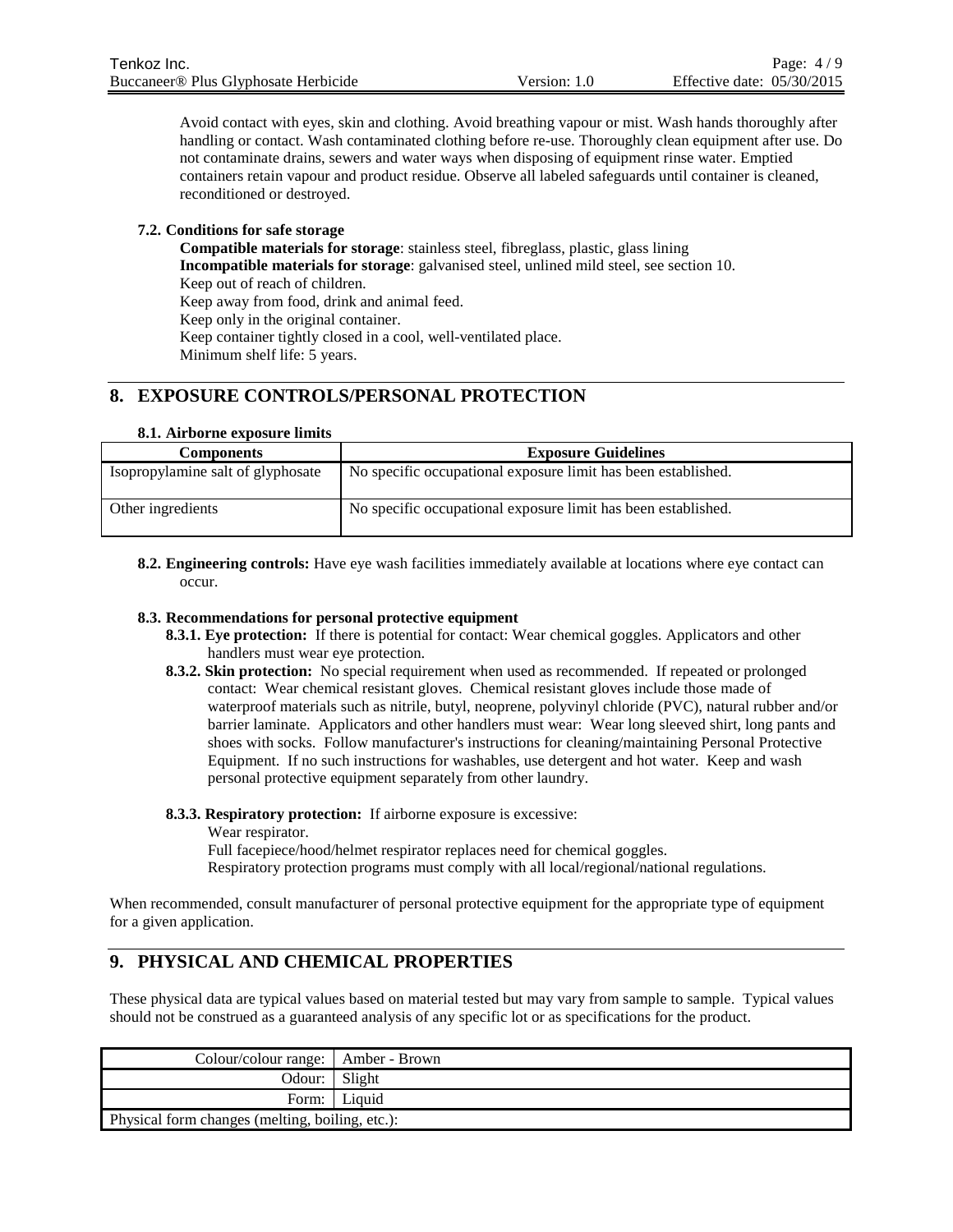Avoid contact with eyes, skin and clothing. Avoid breathing vapour or mist. Wash hands thoroughly after handling or contact. Wash contaminated clothing before re-use. Thoroughly clean equipment after use. Do not contaminate drains, sewers and water ways when disposing of equipment rinse water. Emptied containers retain vapour and product residue. Observe all labeled safeguards until container is cleaned, reconditioned or destroyed.

### 7.2. Conditions for safe storage

**Compatible materials for storage**: stainless steel, fibreglass, plastic, glass lining
**Incompatible materials for storage**: galvanised steel, unlined mild steel, see section 10.
Keep out of reach of children.
Keep away from food, drink and animal feed.
Keep only in the original container.
Keep container tightly closed in a cool, well-ventilated place.
Minimum shelf life: 5 years.

## 8. EXPOSURE CONTROLS/PERSONAL PROTECTION

### 8.1. Airborne exposure limits

| Components | Exposure Guidelines |
|---|---|
| Isopropylamine salt of glyphosate | No specific occupational exposure limit has been established. |
| Other ingredients | No specific occupational exposure limit has been established. |

**8.2. Engineering controls:** Have eye wash facilities immediately available at locations where eye contact can occur.

### 8.3. Recommendations for personal protective equipment

**8.3.1. Eye protection:** If there is potential for contact: Wear chemical goggles. Applicators and other handlers must wear eye protection.

**8.3.2. Skin protection:** No special requirement when used as recommended. If repeated or prolonged contact: Wear chemical resistant gloves. Chemical resistant gloves include those made of waterproof materials such as nitrile, butyl, neoprene, polyvinyl chloride (PVC), natural rubber and/or barrier laminate. Applicators and other handlers must wear: Wear long sleeved shirt, long pants and shoes with socks. Follow manufacturer's instructions for cleaning/maintaining Personal Protective Equipment. If no such instructions for washables, use detergent and hot water. Keep and wash personal protective equipment separately from other laundry.

**8.3.3. Respiratory protection:** If airborne exposure is excessive:
Wear respirator.
Full facepiece/hood/helmet respirator replaces need for chemical goggles.
Respiratory protection programs must comply with all local/regional/national regulations.

When recommended, consult manufacturer of personal protective equipment for the appropriate type of equipment for a given application.

## 9. PHYSICAL AND CHEMICAL PROPERTIES

These physical data are typical values based on material tested but may vary from sample to sample. Typical values should not be construed as a guaranteed analysis of any specific lot or as specifications for the product.

| | |
|---|---|
| Colour/colour range: | Amber - Brown |
| Odour: | Slight |
| Form: | Liquid |
| Physical form changes (melting, boiling, etc.): | |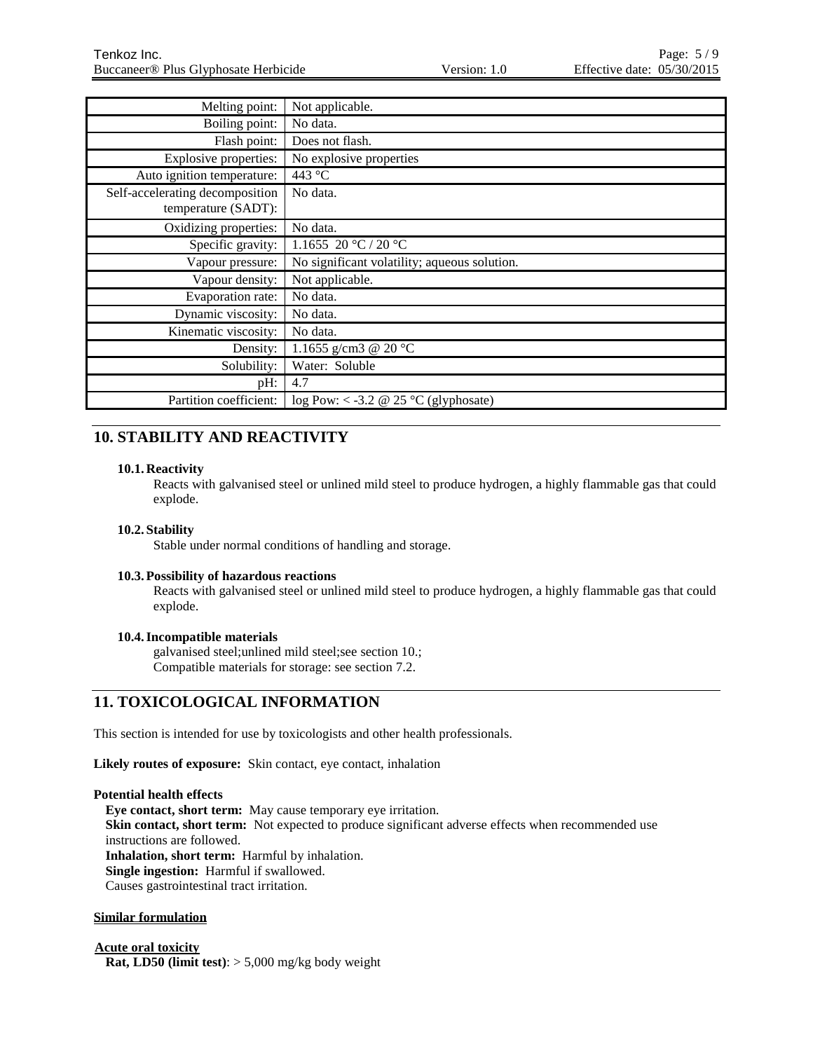| | |
|---|---|
| Melting point: | Not applicable. |
| Boiling point: | No data. |
| Flash point: | Does not flash. |
| Explosive properties: | No explosive properties |
| Auto ignition temperature: | 443 °C |
| Self-accelerating decomposition temperature (SADT): | No data. |
| Oxidizing properties: | No data. |
| Specific gravity: | 1.1655 20 °C / 20 °C |
| Vapour pressure: | No significant volatility; aqueous solution. |
| Vapour density: | Not applicable. |
| Evaporation rate: | No data. |
| Dynamic viscosity: | No data. |
| Kinematic viscosity: | No data. |
| Density: | 1.1655 g/cm3 @ 20 °C |
| Solubility: | Water: Soluble |
| pH: | 4.7 |
| Partition coefficient: | log Pow: < -3.2 @ 25 °C (glyphosate) |

## 10. STABILITY AND REACTIVITY

### 10.1. Reactivity

Reacts with galvanised steel or unlined mild steel to produce hydrogen, a highly flammable gas that could explode.

### 10.2. Stability

Stable under normal conditions of handling and storage.

### 10.3. Possibility of hazardous reactions

Reacts with galvanised steel or unlined mild steel to produce hydrogen, a highly flammable gas that could explode.

### 10.4. Incompatible materials

galvanised steel;unlined mild steel;see section 10.;
Compatible materials for storage: see section 7.2.

## 11. TOXICOLOGICAL INFORMATION

This section is intended for use by toxicologists and other health professionals.

**Likely routes of exposure:** Skin contact, eye contact, inhalation

**Potential health effects**

**Eye contact, short term:** May cause temporary eye irritation.
**Skin contact, short term:** Not expected to produce significant adverse effects when recommended use instructions are followed.
**Inhalation, short term:** Harmful by inhalation.
**Single ingestion:** Harmful if swallowed.
Causes gastrointestinal tract irritation.

**Similar formulation**

**Acute oral toxicity**
**Rat, LD50 (limit test)**: > 5,000 mg/kg body weight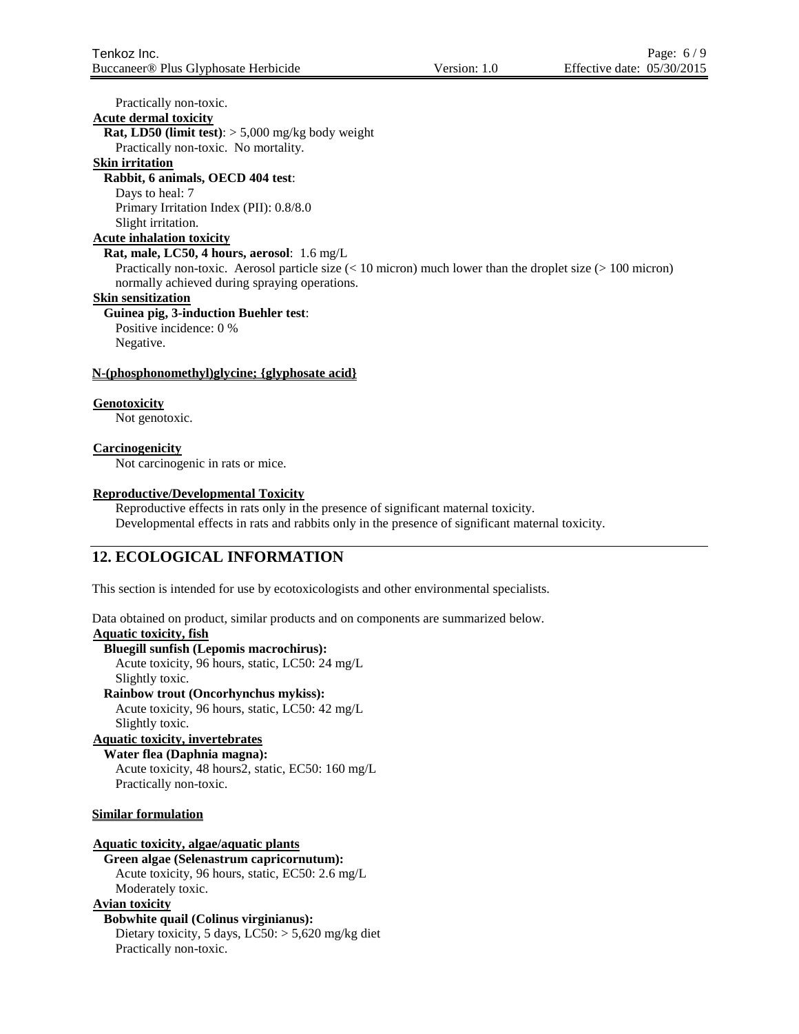Practically non-toxic.

**Acute dermal toxicity**

**Rat, LD50 (limit test)**: > 5,000 mg/kg body weight

Practically non-toxic. No mortality.

**Skin irritation**

**Rabbit, 6 animals, OECD 404 test**:

Days to heal: 7

Primary Irritation Index (PII): 0.8/8.0

Slight irritation.

**Acute inhalation toxicity**

**Rat, male, LC50, 4 hours, aerosol**: 1.6 mg/L

Practically non-toxic. Aerosol particle size (< 10 micron) much lower than the droplet size (> 100 micron) normally achieved during spraying operations.

**Skin sensitization**

**Guinea pig, 3-induction Buehler test**:

Positive incidence: 0 %

Negative.

**N-(phosphonomethyl)glycine; {glyphosate acid}**

**Genotoxicity**

Not genotoxic.

**Carcinogenicity**

Not carcinogenic in rats or mice.

**Reproductive/Developmental Toxicity**

Reproductive effects in rats only in the presence of significant maternal toxicity.

Developmental effects in rats and rabbits only in the presence of significant maternal toxicity.

## 12. ECOLOGICAL INFORMATION

This section is intended for use by ecotoxicologists and other environmental specialists.

Data obtained on product, similar products and on components are summarized below.

**Aquatic toxicity, fish**

**Bluegill sunfish (Lepomis macrochirus):**

Acute toxicity, 96 hours, static, LC50: 24 mg/L

Slightly toxic.

**Rainbow trout (Oncorhynchus mykiss):**

Acute toxicity, 96 hours, static, LC50: 42 mg/L

Slightly toxic.

**Aquatic toxicity, invertebrates**

**Water flea (Daphnia magna):**

Acute toxicity, 48 hours2, static, EC50: 160 mg/L

Practically non-toxic.

**Similar formulation**

**Aquatic toxicity, algae/aquatic plants**

**Green algae (Selenastrum capricornutum):**

Acute toxicity, 96 hours, static, EC50: 2.6 mg/L

Moderately toxic.

**Avian toxicity**

**Bobwhite quail (Colinus virginianus):**

Dietary toxicity, 5 days, LC50: > 5,620 mg/kg diet

Practically non-toxic.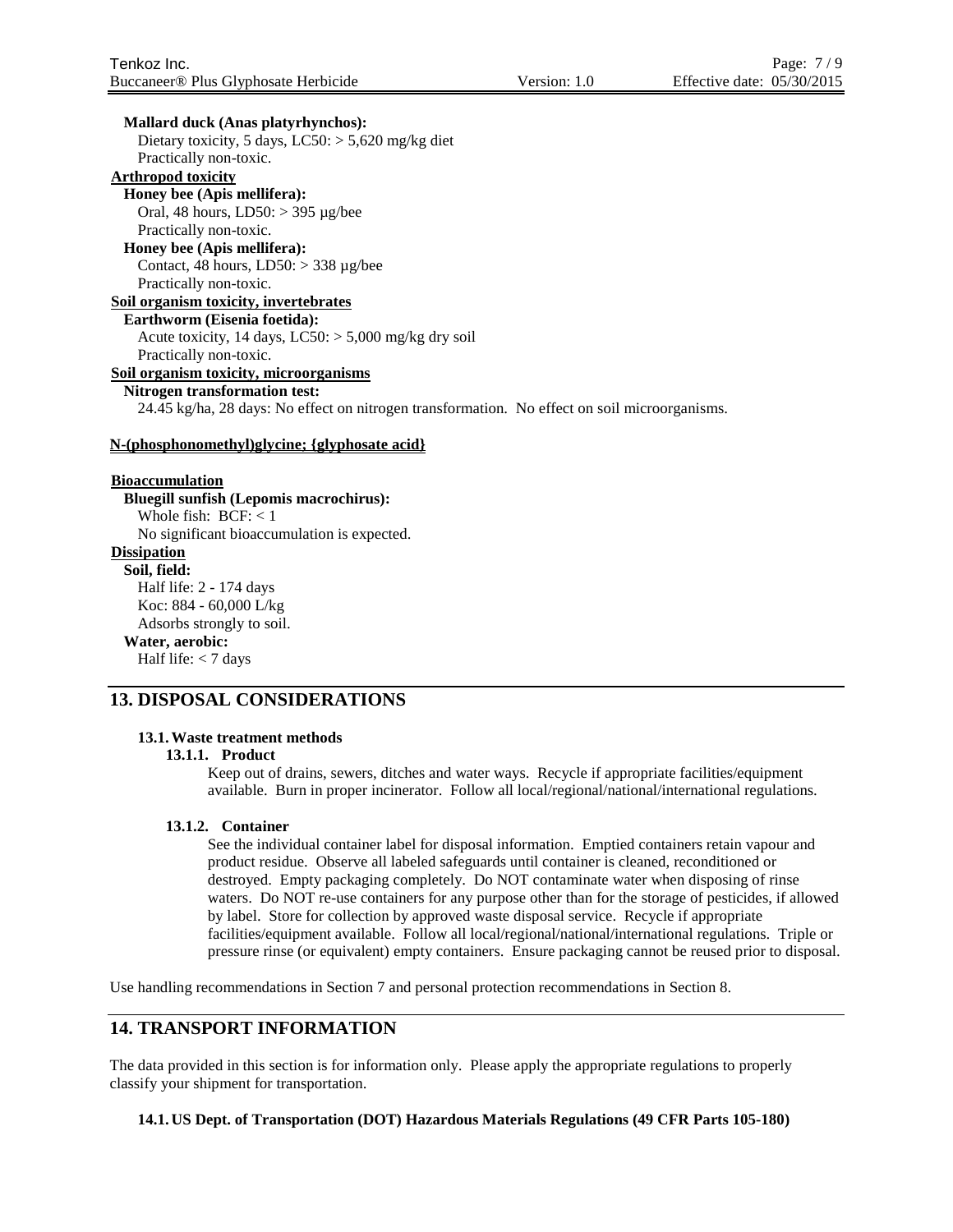**Mallard duck (Anas platyrhynchos):**
Dietary toxicity, 5 days, LC50: > 5,620 mg/kg diet
Practically non-toxic.

**Arthropod toxicity**

**Honey bee (Apis mellifera):**
Oral, 48 hours, LD50: > 395 µg/bee
Practically non-toxic.

**Honey bee (Apis mellifera):**
Contact, 48 hours, LD50: > 338 µg/bee
Practically non-toxic.

**Soil organism toxicity, invertebrates**

**Earthworm (Eisenia foetida):**
Acute toxicity, 14 days, LC50: > 5,000 mg/kg dry soil
Practically non-toxic.

**Soil organism toxicity, microorganisms**

**Nitrogen transformation test:**
24.45 kg/ha, 28 days: No effect on nitrogen transformation. No effect on soil microorganisms.

**N-(phosphonomethyl)glycine; {glyphosate acid}**

**Bioaccumulation**

**Bluegill sunfish (Lepomis macrochirus):**
Whole fish: BCF: < 1
No significant bioaccumulation is expected.

**Dissipation**

**Soil, field:**
Half life: 2 - 174 days
Koc: 884 - 60,000 L/kg
Adsorbs strongly to soil.

**Water, aerobic:**
Half life: < 7 days

## 13. DISPOSAL CONSIDERATIONS

### 13.1. Waste treatment methods

#### 13.1.1. Product

Keep out of drains, sewers, ditches and water ways. Recycle if appropriate facilities/equipment available. Burn in proper incinerator. Follow all local/regional/national/international regulations.

#### 13.1.2. Container

See the individual container label for disposal information. Emptied containers retain vapour and product residue. Observe all labeled safeguards until container is cleaned, reconditioned or destroyed. Empty packaging completely. Do NOT contaminate water when disposing of rinse waters. Do NOT re-use containers for any purpose other than for the storage of pesticides, if allowed by label. Store for collection by approved waste disposal service. Recycle if appropriate facilities/equipment available. Follow all local/regional/national/international regulations. Triple or pressure rinse (or equivalent) empty containers. Ensure packaging cannot be reused prior to disposal.

Use handling recommendations in Section 7 and personal protection recommendations in Section 8.

## 14. TRANSPORT INFORMATION

The data provided in this section is for information only. Please apply the appropriate regulations to properly classify your shipment for transportation.

### 14.1. US Dept. of Transportation (DOT) Hazardous Materials Regulations (49 CFR Parts 105-180)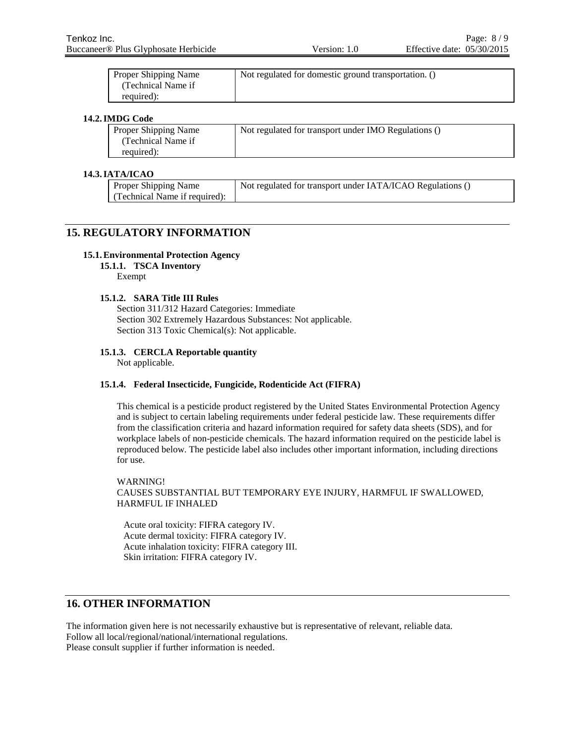| Proper Shipping Name (Technical Name if required): | Not regulated for domestic ground transportation. () |
| --- | --- |

### 14.2. IMDG Code

| Proper Shipping Name (Technical Name if required): | Not regulated for transport under IMO Regulations () |
| --- | --- |

### 14.3. IATA/ICAO

| Proper Shipping Name (Technical Name if required): | Not regulated for transport under IATA/ICAO Regulations () |
| --- | --- |

## 15. REGULATORY INFORMATION

### 15.1. Environmental Protection Agency

#### 15.1.1. TSCA Inventory

Exempt

#### 15.1.2. SARA Title III Rules

Section 311/312 Hazard Categories: Immediate
Section 302 Extremely Hazardous Substances: Not applicable.
Section 313 Toxic Chemical(s): Not applicable.

#### 15.1.3. CERCLA Reportable quantity

Not applicable.

#### 15.1.4. Federal Insecticide, Fungicide, Rodenticide Act (FIFRA)

This chemical is a pesticide product registered by the United States Environmental Protection Agency and is subject to certain labeling requirements under federal pesticide law. These requirements differ from the classification criteria and hazard information required for safety data sheets (SDS), and for workplace labels of non-pesticide chemicals. The hazard information required on the pesticide label is reproduced below. The pesticide label also includes other important information, including directions for use.

WARNING!
CAUSES SUBSTANTIAL BUT TEMPORARY EYE INJURY, HARMFUL IF SWALLOWED, HARMFUL IF INHALED

Acute oral toxicity: FIFRA category IV.
Acute dermal toxicity: FIFRA category IV.
Acute inhalation toxicity: FIFRA category III.
Skin irritation: FIFRA category IV.

## 16. OTHER INFORMATION

The information given here is not necessarily exhaustive but is representative of relevant, reliable data.
Follow all local/regional/national/international regulations.
Please consult supplier if further information is needed.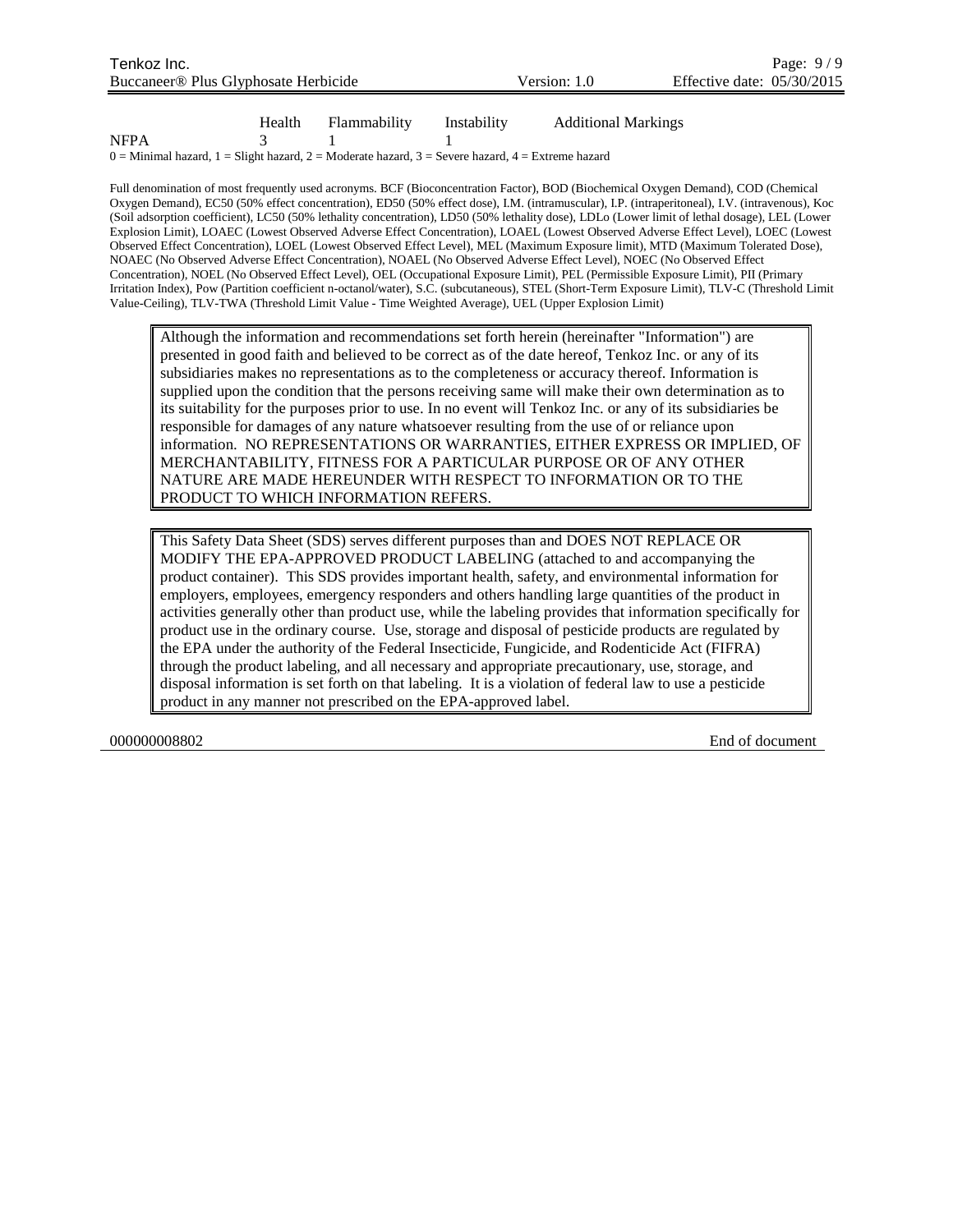| | Health | Flammability | Instability | Additional Markings |
|---|---|---|---|---|
| NFPA | 3 | 1 | 1 | |

0 = Minimal hazard, 1 = Slight hazard, 2 = Moderate hazard, 3 = Severe hazard, 4 = Extreme hazard

Full denomination of most frequently used acronyms. BCF (Bioconcentration Factor), BOD (Biochemical Oxygen Demand), COD (Chemical Oxygen Demand), EC50 (50% effect concentration), ED50 (50% effect dose), I.M. (intramuscular), I.P. (intraperitoneal), I.V. (intravenous), Koc (Soil adsorption coefficient), LC50 (50% lethality concentration), LD50 (50% lethality dose), LDLo (Lower limit of lethal dosage), LEL (Lower Explosion Limit), LOAEC (Lowest Observed Adverse Effect Concentration), LOAEL (Lowest Observed Adverse Effect Level), LOEC (Lowest Observed Effect Concentration), LOEL (Lowest Observed Effect Level), MEL (Maximum Exposure limit), MTD (Maximum Tolerated Dose), NOAEC (No Observed Adverse Effect Concentration), NOAEL (No Observed Adverse Effect Level), NOEC (No Observed Effect Concentration), NOEL (No Observed Effect Level), OEL (Occupational Exposure Limit), PEL (Permissible Exposure Limit), PII (Primary Irritation Index), Pow (Partition coefficient n-octanol/water), S.C. (subcutaneous), STEL (Short-Term Exposure Limit), TLV-C (Threshold Limit Value-Ceiling), TLV-TWA (Threshold Limit Value - Time Weighted Average), UEL (Upper Explosion Limit)

Although the information and recommendations set forth herein (hereinafter "Information") are presented in good faith and believed to be correct as of the date hereof, Tenkoz Inc. or any of its subsidiaries makes no representations as to the completeness or accuracy thereof. Information is supplied upon the condition that the persons receiving same will make their own determination as to its suitability for the purposes prior to use. In no event will Tenkoz Inc. or any of its subsidiaries be responsible for damages of any nature whatsoever resulting from the use of or reliance upon information. NO REPRESENTATIONS OR WARRANTIES, EITHER EXPRESS OR IMPLIED, OF MERCHANTABILITY, FITNESS FOR A PARTICULAR PURPOSE OR OF ANY OTHER NATURE ARE MADE HEREUNDER WITH RESPECT TO INFORMATION OR TO THE PRODUCT TO WHICH INFORMATION REFERS.

This Safety Data Sheet (SDS) serves different purposes than and DOES NOT REPLACE OR MODIFY THE EPA-APPROVED PRODUCT LABELING (attached to and accompanying the product container). This SDS provides important health, safety, and environmental information for employers, employees, emergency responders and others handling large quantities of the product in activities generally other than product use, while the labeling provides that information specifically for product use in the ordinary course. Use, storage and disposal of pesticide products are regulated by the EPA under the authority of the Federal Insecticide, Fungicide, and Rodenticide Act (FIFRA) through the product labeling, and all necessary and appropriate precautionary, use, storage, and disposal information is set forth on that labeling. It is a violation of federal law to use a pesticide product in any manner not prescribed on the EPA-approved label.

000000008802 End of document